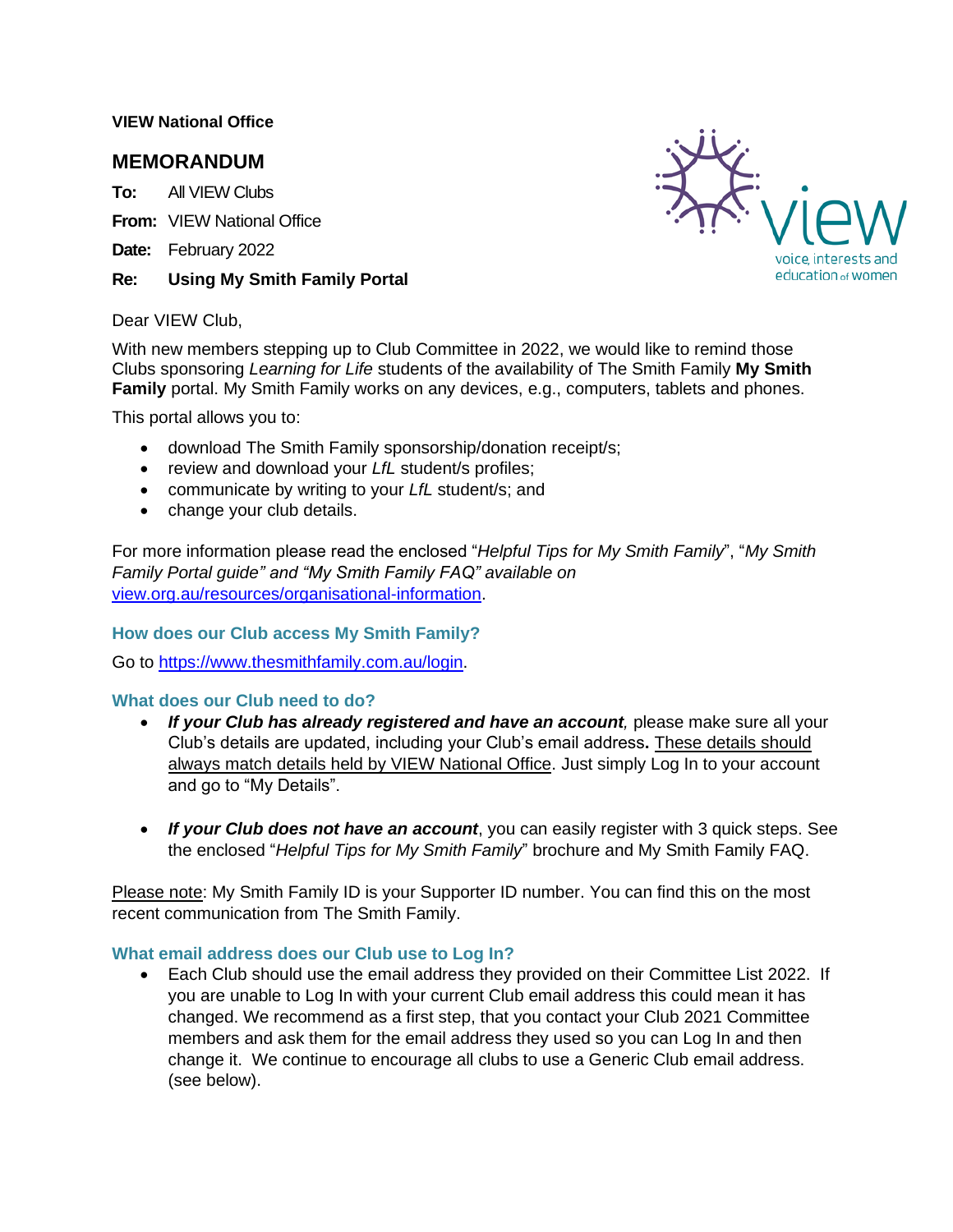**VIEW National Office**

## MEMORANDUM

**To:** All VIEW Clubs

**From:** VIEW National Office

**Date:** February 2022

**Re:** **Using My Smith Family Portal**

Dear VIEW Club,

With new members stepping up to Club Committee in 2022, we would like to remind those Clubs sponsoring *Learning for Life* students of the availability of The Smith Family **My Smith Family** portal. My Smith Family works on any devices, e.g., computers, tablets and phones.

This portal allows you to:

- download The Smith Family sponsorship/donation receipt/s;
- review and download your *LfL* student/s profiles;
- communicate by writing to your *LfL* student/s; and
- change your club details.

For more information please read the enclosed "*Helpful Tips for My Smith Family*", "*My Smith Family Portal guide" and "My Smith Family FAQ" available on* [view.org.au/resources/organisational-information](view.org.au/resources/organisational-information).

### How does our Club access My Smith Family?

Go to [https://www.thesmithfamily.com.au/login](https://www.thesmithfamily.com.au/login).

### What does our Club need to do?

- ***If your Club has already registered and have an account**,* please make sure all your Club's details are updated, including your Club's email address**.** <u>These details should always match details held by VIEW National Office</u>. Just simply Log In to your account and go to "My Details".

- ***If your Club does not have an account***, you can easily register with 3 quick steps. See the enclosed "*Helpful Tips for My Smith Family*" brochure and My Smith Family FAQ.

<u>Please note</u>: My Smith Family ID is your Supporter ID number. You can find this on the most recent communication from The Smith Family.

### What email address does our Club use to Log In?

- Each Club should use the email address they provided on their Committee List 2022. If you are unable to Log In with your current Club email address this could mean it has changed. We recommend as a first step, that you contact your Club 2021 Committee members and ask them for the email address they used so you can Log In and then change it. We continue to encourage all clubs to use a Generic Club email address. (see below).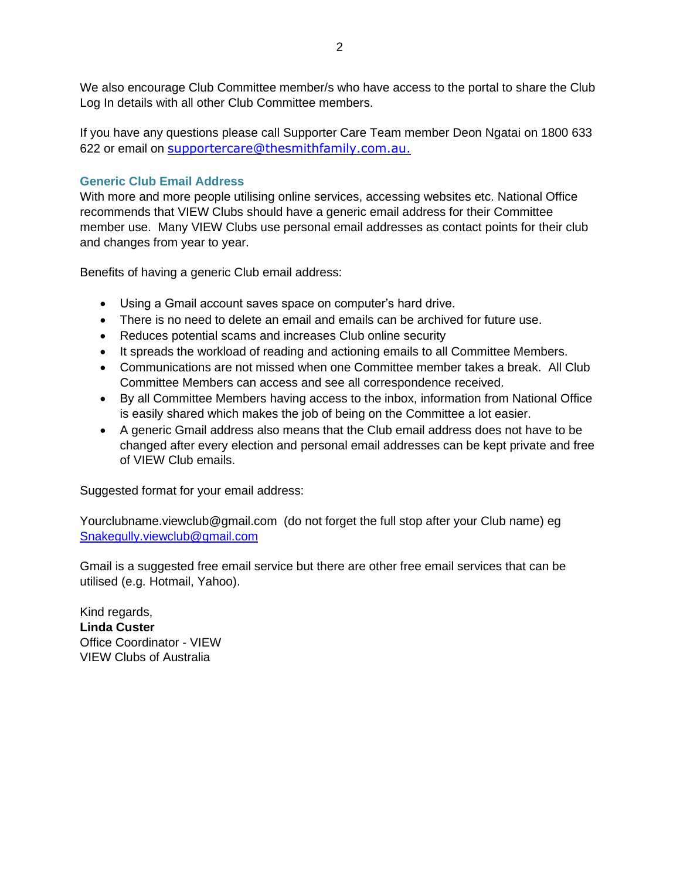We also encourage Club Committee member/s who have access to the portal to share the Club Log In details with all other Club Committee members.

If you have any questions please call Supporter Care Team member Deon Ngatai on 1800 633 622 or email on supportercare@thesmithfamily.com.au.

### Generic Club Email Address

With more and more people utilising online services, accessing websites etc. National Office recommends that VIEW Clubs should have a generic email address for their Committee member use. Many VIEW Clubs use personal email addresses as contact points for their club and changes from year to year.

Benefits of having a generic Club email address:

- Using a Gmail account saves space on computer's hard drive.
- There is no need to delete an email and emails can be archived for future use.
- Reduces potential scams and increases Club online security
- It spreads the workload of reading and actioning emails to all Committee Members.
- Communications are not missed when one Committee member takes a break. All Club Committee Members can access and see all correspondence received.
- By all Committee Members having access to the inbox, information from National Office is easily shared which makes the job of being on the Committee a lot easier.
- A generic Gmail address also means that the Club email address does not have to be changed after every election and personal email addresses can be kept private and free of VIEW Club emails.

Suggested format for your email address:

Yourclubname.viewclub@gmail.com (do not forget the full stop after your Club name) eg Snakegully.viewclub@gmail.com

Gmail is a suggested free email service but there are other free email services that can be utilised (e.g. Hotmail, Yahoo).

Kind regards,
**Linda Custer**
Office Coordinator - VIEW
VIEW Clubs of Australia